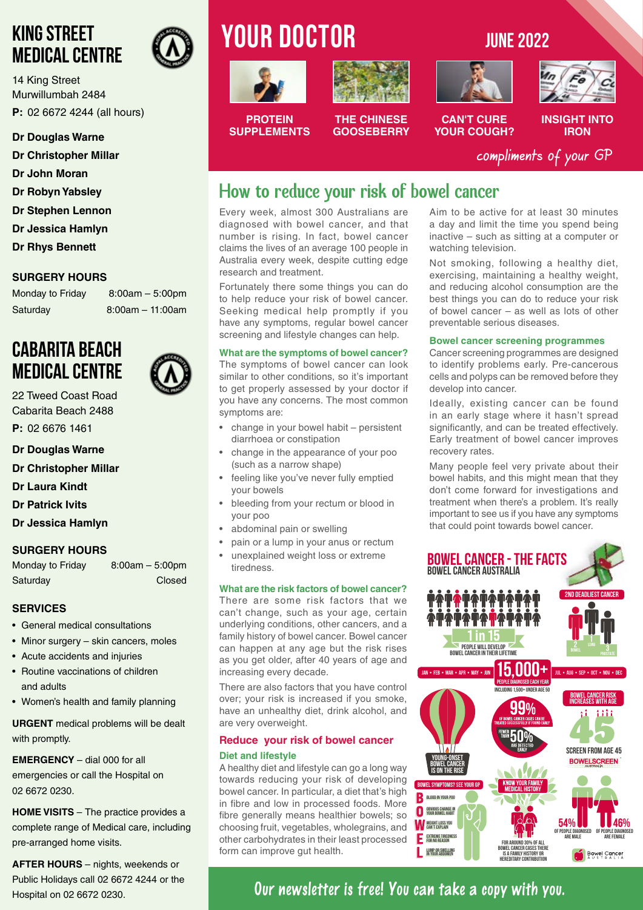# KING STREET MEDICAL CENTRE

14 King Street
Murwillumbah 2484
**P:** 02 6672 4244 (all hours)

**Dr Douglas Warne**
**Dr Christopher Millar**
**Dr John Moran**
**Dr Robyn Yabsley**
**Dr Stephen Lennon**
**Dr Jessica Hamlyn**
**Dr Rhys Bennett**

**SURGERY HOURS**

| | |
|---|---|
| Monday to Friday | 8:00am – 5:00pm |
| Saturday | 8:00am – 11:00am |

# CABARITA BEACH MEDICAL CENTRE

22 Tweed Coast Road
Cabarita Beach 2488
**P:** 02 6676 1461

**Dr Douglas Warne**
**Dr Christopher Millar**
**Dr Laura Kindt**
**Dr Patrick Ivits**
**Dr Jessica Hamlyn**

**SURGERY HOURS**

| | |
|---|---|
| Monday to Friday | 8:00am – 5:00pm |
| Saturday | Closed |

**SERVICES**

- General medical consultations
- Minor surgery – skin cancers, moles
- Acute accidents and injuries
- Routine vaccinations of children and adults
- Women's health and family planning

**URGENT** medical problems will be dealt with promptly.

**EMERGENCY** – dial 000 for all emergencies or call the Hospital on 02 6672 0230.

**HOME VISITS** – The practice provides a complete range of Medical care, including pre-arranged home visits.

**AFTER HOURS** – nights, weekends or Public Holidays call 02 6672 4244 or the Hospital on 02 6672 0230.

# YOUR DOCTOR

JUNE 2022

PROTEIN SUPPLEMENTS | THE CHINESE GOOSEBERRY | CAN'T CURE YOUR COUGH? | INSIGHT INTO IRON

*compliments of your GP*

## How to reduce your risk of bowel cancer

Every week, almost 300 Australians are diagnosed with bowel cancer, and that number is rising. In fact, bowel cancer claims the lives of an average 100 people in Australia every week, despite cutting edge research and treatment.

Fortunately there some things you can do to help reduce your risk of bowel cancer. Seeking medical help promptly if you have any symptoms, regular bowel cancer screening and lifestyle changes can help.

### What are the symptoms of bowel cancer?

The symptoms of bowel cancer can look similar to other conditions, so it's important to get properly assessed by your doctor if you have any concerns. The most common symptoms are:

- change in your bowel habit – persistent diarrhoea or constipation
- change in the appearance of your poo (such as a narrow shape)
- feeling like you've never fully emptied your bowels
- bleeding from your rectum or blood in your poo
- abdominal pain or swelling
- pain or a lump in your anus or rectum
- unexplained weight loss or extreme tiredness.

### What are the risk factors of bowel cancer?

There are some risk factors that we can't change, such as your age, certain underlying conditions, other cancers, and a family history of bowel cancer. Bowel cancer can happen at any age but the risk rises as you get older, after 40 years of age and increasing every decade.

There are also factors that you have control over; your risk is increased if you smoke, have an unhealthy diet, drink alcohol, and are very overweight.

### Reduce your risk of bowel cancer

**Diet and lifestyle**

A healthy diet and lifestyle can go a long way towards reducing your risk of developing bowel cancer. In particular, a diet that's high in fibre and low in processed foods. More fibre generally means healthier bowels; so choosing fruit, vegetables, wholegrains, and other carbohydrates in their least processed form can improve gut health.

Aim to be active for at least 30 minutes a day and limit the time you spend being inactive – such as sitting at a computer or watching television.

Not smoking, following a healthy diet, exercising, maintaining a healthy weight, and reducing alcohol consumption are the best things you can do to reduce your risk of bowel cancer – as well as lots of other preventable serious diseases.

**Bowel cancer screening programmes**

Cancer screening programmes are designed to identify problems early. Pre-cancerous cells and polyps can be removed before they develop into cancer.

Ideally, existing cancer can be found in an early stage where it hasn't spread significantly, and can be treated effectively. Early treatment of bowel cancer improves recovery rates.

Many people feel very private about their bowel habits, and this might mean that they don't come forward for investigations and treatment when there's a problem. It's really important to see us if you have any symptoms that could point towards bowel cancer.

### BOWEL CANCER - THE FACTS
BOWEL CANCER AUSTRALIA

- 1 in 15 people will develop bowel cancer in their lifetime
- 2nd deadliest cancer (1 Lung, 2 Bowel, 3 Prostate)
- 15,000+ people diagnosed each year, including 1,500+ under age 50
- 99% of bowel cancer cases can be treated successfully if found early
- Fewer than 50% are detected early
- Bowel cancer risk increases with age
- Screen from age 45 – BowelScreen Australia
- Young-onset bowel cancer is on the rise
- Bowel symptoms? See your GP: **B** Blood in your poo; **O** Obvious change in your bowel habit; **W** Weight loss you can't explain; **E** Extreme tiredness for no reason; **L** Lump or swelling in your abdomen
- Know your family medical history – for around 30% of all bowel cancer cases there is a family history or hereditary contribution
- 54% of people diagnosed are male; 46% of people diagnosed are female

Bowel Cancer Australia

**Our newsletter is free! You can take a copy with you.**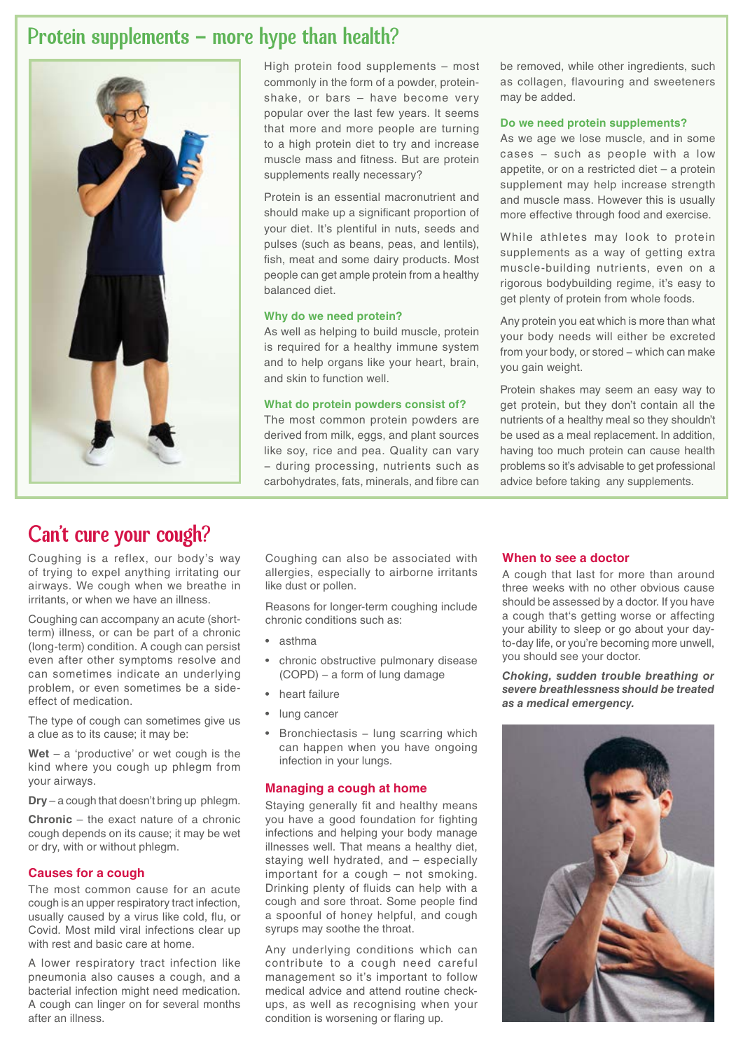## Protein supplements – more hype than health?

High protein food supplements – most commonly in the form of a powder, protein-shake, or bars – have become very popular over the last few years. It seems that more and more people are turning to a high protein diet to try and increase muscle mass and fitness. But are protein supplements really necessary?

Protein is an essential macronutrient and should make up a significant proportion of your diet. It's plentiful in nuts, seeds and pulses (such as beans, peas, and lentils), fish, meat and some dairy products. Most people can get ample protein from a healthy balanced diet.

### Why do we need protein?

As well as helping to build muscle, protein is required for a healthy immune system and to help organs like your heart, brain, and skin to function well.

### What do protein powders consist of?

The most common protein powders are derived from milk, eggs, and plant sources like soy, rice and pea. Quality can vary – during processing, nutrients such as carbohydrates, fats, minerals, and fibre can be removed, while other ingredients, such as collagen, flavouring and sweeteners may be added.

### Do we need protein supplements?

As we age we lose muscle, and in some cases – such as people with a low appetite, or on a restricted diet – a protein supplement may help increase strength and muscle mass. However this is usually more effective through food and exercise.

While athletes may look to protein supplements as a way of getting extra muscle-building nutrients, even on a rigorous bodybuilding regime, it's easy to get plenty of protein from whole foods.

Any protein you eat which is more than what your body needs will either be excreted from your body, or stored – which can make you gain weight.

Protein shakes may seem an easy way to get protein, but they don't contain all the nutrients of a healthy meal so they shouldn't be used as a meal replacement. In addition, having too much protein can cause health problems so it's advisable to get professional advice before taking any supplements.

## Can't cure your cough?

Coughing is a reflex, our body's way of trying to expel anything irritating our airways. We cough when we breathe in irritants, or when we have an illness.

Coughing can accompany an acute (short-term) illness, or can be part of a chronic (long-term) condition. A cough can persist even after other symptoms resolve and can sometimes indicate an underlying problem, or even sometimes be a side-effect of medication.

The type of cough can sometimes give us a clue as to its cause; it may be:

**Wet** – a 'productive' or wet cough is the kind where you cough up phlegm from your airways.

**Dry** – a cough that doesn't bring up phlegm.

**Chronic** – the exact nature of a chronic cough depends on its cause; it may be wet or dry, with or without phlegm.

### Causes for a cough

The most common cause for an acute cough is an upper respiratory tract infection, usually caused by a virus like cold, flu, or Covid. Most mild viral infections clear up with rest and basic care at home.

A lower respiratory tract infection like pneumonia also causes a cough, and a bacterial infection might need medication. A cough can linger on for several months after an illness.

Coughing can also be associated with allergies, especially to airborne irritants like dust or pollen.

Reasons for longer-term coughing include chronic conditions such as:

- asthma
- chronic obstructive pulmonary disease (COPD) – a form of lung damage
- heart failure
- lung cancer
- Bronchiectasis – lung scarring which can happen when you have ongoing infection in your lungs.

### Managing a cough at home

Staying generally fit and healthy means you have a good foundation for fighting infections and helping your body manage illnesses well. That means a healthy diet, staying well hydrated, and – especially important for a cough – not smoking. Drinking plenty of fluids can help with a cough and sore throat. Some people find a spoonful of honey helpful, and cough syrups may soothe the throat.

Any underlying conditions which can contribute to a cough need careful management so it's important to follow medical advice and attend routine check-ups, as well as recognising when your condition is worsening or flaring up.

### When to see a doctor

A cough that last for more than around three weeks with no other obvious cause should be assessed by a doctor. If you have a cough that's getting worse or affecting your ability to sleep or go about your day-to-day life, or you're becoming more unwell, you should see your doctor.

***Choking, sudden trouble breathing or severe breathlessness should be treated as a medical emergency.***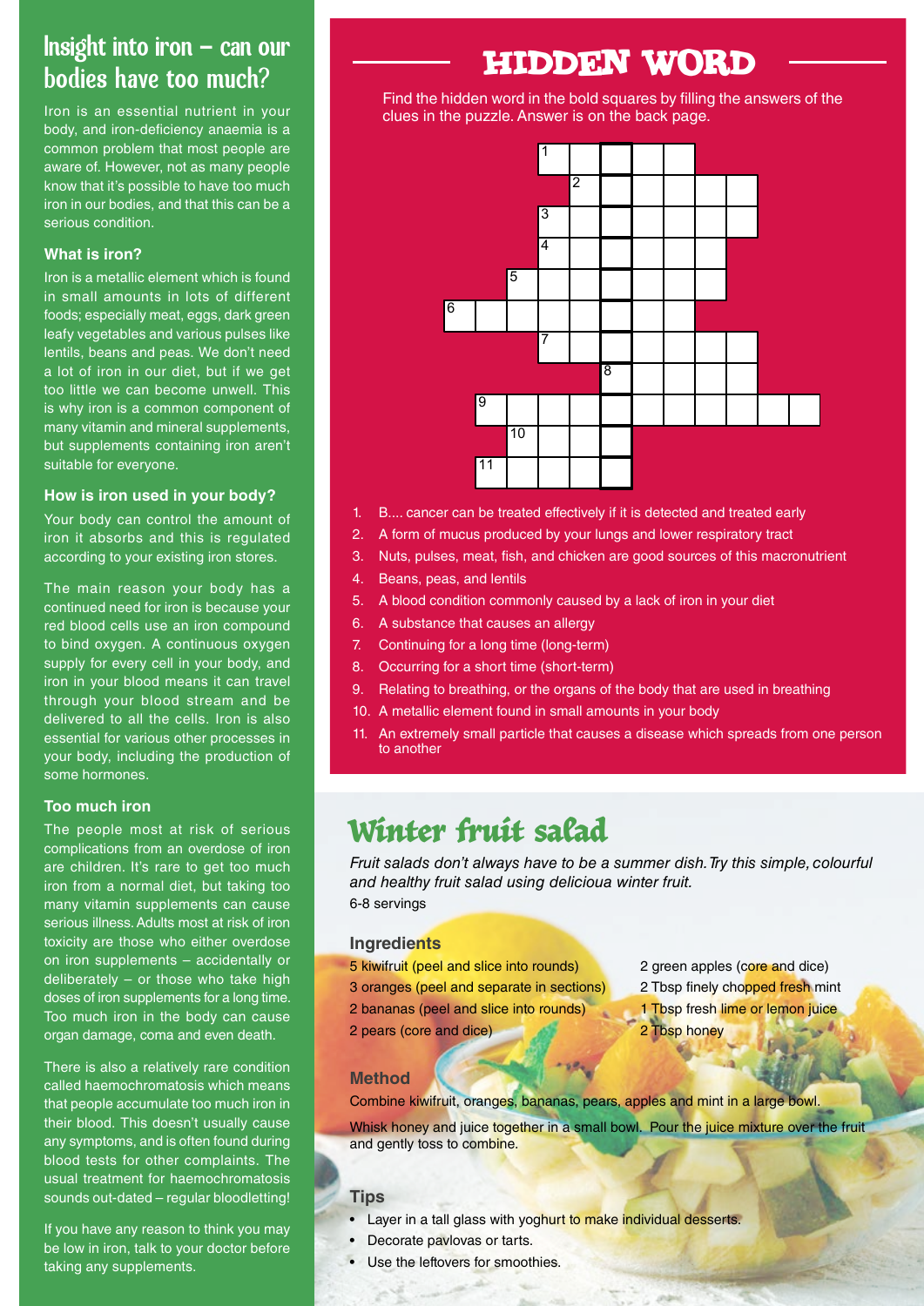# Insight into iron – can our bodies have too much?

Iron is an essential nutrient in your body, and iron-deficiency anaemia is a common problem that most people are aware of. However, not as many people know that it's possible to have too much iron in our bodies, and that this can be a serious condition.

### What is iron?

Iron is a metallic element which is found in small amounts in lots of different foods; especially meat, eggs, dark green leafy vegetables and various pulses like lentils, beans and peas. We don't need a lot of iron in our diet, but if we get too little we can become unwell. This is why iron is a common component of many vitamin and mineral supplements, but supplements containing iron aren't suitable for everyone.

### How is iron used in your body?

Your body can control the amount of iron it absorbs and this is regulated according to your existing iron stores.

The main reason your body has a continued need for iron is because your red blood cells use an iron compound to bind oxygen. A continuous oxygen supply for every cell in your body, and iron in your blood means it can travel through your blood stream and be delivered to all the cells. Iron is also essential for various other processes in your body, including the production of some hormones.

### Too much iron

The people most at risk of serious complications from an overdose of iron are children. It's rare to get too much iron from a normal diet, but taking too many vitamin supplements can cause serious illness. Adults most at risk of iron toxicity are those who either overdose on iron supplements – accidentally or deliberately – or those who take high doses of iron supplements for a long time. Too much iron in the body can cause organ damage, coma and even death.

There is also a relatively rare condition called haemochromatosis which means that people accumulate too much iron in their blood. This doesn't usually cause any symptoms, and is often found during blood tests for other complaints. The usual treatment for haemochromatosis sounds out-dated – regular bloodletting!

If you have any reason to think you may be low in iron, talk to your doctor before taking any supplements.

# HIDDEN WORD

Find the hidden word in the bold squares by filling the answers of the clues in the puzzle. Answer is on the back page.

1. B.... cancer can be treated effectively if it is detected and treated early
2. A form of mucus produced by your lungs and lower respiratory tract
3. Nuts, pulses, meat, fish, and chicken are good sources of this macronutrient
4. Beans, peas, and lentils
5. A blood condition commonly caused by a lack of iron in your diet
6. A substance that causes an allergy
7. Continuing for a long time (long-term)
8. Occurring for a short time (short-term)
9. Relating to breathing, or the organs of the body that are used in breathing
10. A metallic element found in small amounts in your body
11. An extremely small particle that causes a disease which spreads from one person to another

# Winter fruit salad

*Fruit salads don't always have to be a summer dish. Try this simple, colourful and healthy fruit salad using delicioua winter fruit.*

6-8 servings

### Ingredients

5 kiwifruit (peel and slice into rounds)
3 oranges (peel and separate in sections)
2 bananas (peel and slice into rounds)
2 pears (core and dice)
2 green apples (core and dice)
2 Tbsp finely chopped fresh mint
1 Tbsp fresh lime or lemon juice
2 Tbsp honey

### Method

Combine kiwifruit, oranges, bananas, pears, apples and mint in a large bowl.

Whisk honey and juice together in a small bowl. Pour the juice mixture over the fruit and gently toss to combine.

### Tips

- Layer in a tall glass with yoghurt to make individual desserts.
- Decorate pavlovas or tarts.
- Use the leftovers for smoothies.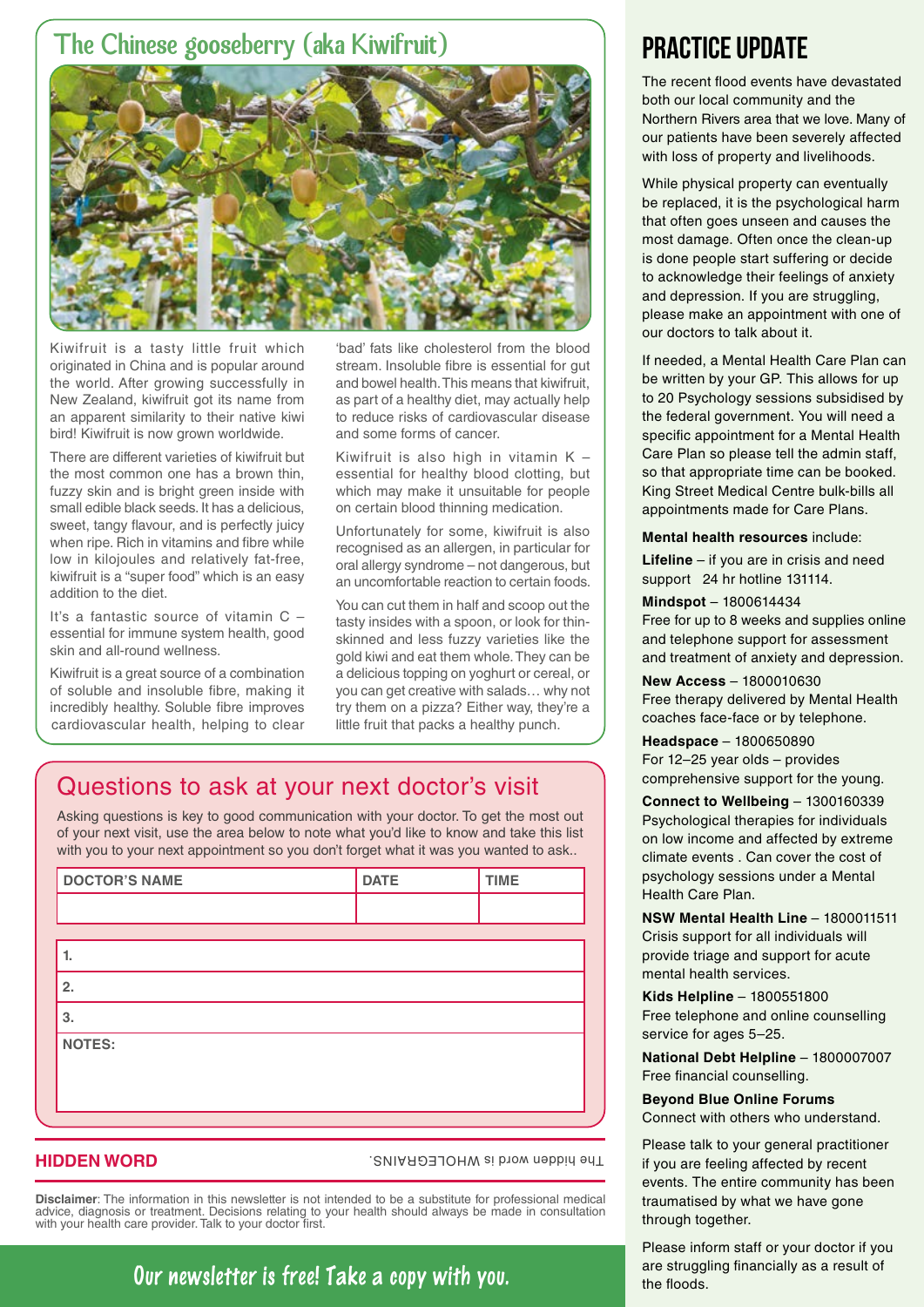## The Chinese gooseberry (aka Kiwifruit)

Kiwifruit is a tasty little fruit which originated in China and is popular around the world. After growing successfully in New Zealand, kiwifruit got its name from an apparent similarity to their native kiwi bird! Kiwifruit is now grown worldwide.

There are different varieties of kiwifruit but the most common one has a brown thin, fuzzy skin and is bright green inside with small edible black seeds. It has a delicious, sweet, tangy flavour, and is perfectly juicy when ripe. Rich in vitamins and fibre while low in kilojoules and relatively fat-free, kiwifruit is a "super food" which is an easy addition to the diet.

It's a fantastic source of vitamin C – essential for immune system health, good skin and all-round wellness.

Kiwifruit is a great source of a combination of soluble and insoluble fibre, making it incredibly healthy. Soluble fibre improves cardiovascular health, helping to clear 'bad' fats like cholesterol from the blood stream. Insoluble fibre is essential for gut and bowel health. This means that kiwifruit, as part of a healthy diet, may actually help to reduce risks of cardiovascular disease and some forms of cancer.

Kiwifruit is also high in vitamin K – essential for healthy blood clotting, but which may make it unsuitable for people on certain blood thinning medication.

Unfortunately for some, kiwifruit is also recognised as an allergen, in particular for oral allergy syndrome – not dangerous, but an uncomfortable reaction to certain foods.

You can cut them in half and scoop out the tasty insides with a spoon, or look for thin-skinned and less fuzzy varieties like the gold kiwi and eat them whole. They can be a delicious topping on yoghurt or cereal, or you can get creative with salads… why not try them on a pizza? Either way, they're a little fruit that packs a healthy punch.

## Questions to ask at your next doctor's visit

Asking questions is key to good communication with your doctor. To get the most out of your next visit, use the area below to note what you'd like to know and take this list with you to your next appointment so you don't forget what it was you wanted to ask..

| DOCTOR'S NAME | DATE | TIME |
|---|---|---|
| | | |

1.

2.

3.

NOTES:

**HIDDEN WORD**

The hidden word is WHOLEGRAINS.

**Disclaimer**: The information in this newsletter is not intended to be a substitute for professional medical advice, diagnosis or treatment. Decisions relating to your health should always be made in consultation with your health care provider. Talk to your doctor first.

Our newsletter is free! Take a copy with you.

## PRACTICE UPDATE

The recent flood events have devastated both our local community and the Northern Rivers area that we love. Many of our patients have been severely affected with loss of property and livelihoods.

While physical property can eventually be replaced, it is the psychological harm that often goes unseen and causes the most damage. Often once the clean-up is done people start suffering or decide to acknowledge their feelings of anxiety and depression. If you are struggling, please make an appointment with one of our doctors to talk about it.

If needed, a Mental Health Care Plan can be written by your GP. This allows for up to 20 Psychology sessions subsidised by the federal government. You will need a specific appointment for a Mental Health Care Plan so please tell the admin staff, so that appropriate time can be booked. King Street Medical Centre bulk-bills all appointments made for Care Plans.

**Mental health resources** include:

**Lifeline** – if you are in crisis and need support 24 hr hotline 131114.

**Mindspot** – 1800614434
Free for up to 8 weeks and supplies online and telephone support for assessment and treatment of anxiety and depression.

**New Access** – 1800010630
Free therapy delivered by Mental Health coaches face-face or by telephone.

**Headspace** – 1800650890
For 12–25 year olds – provides comprehensive support for the young.

**Connect to Wellbeing** – 1300160339
Psychological therapies for individuals on low income and affected by extreme climate events . Can cover the cost of psychology sessions under a Mental Health Care Plan.

**NSW Mental Health Line** – 1800011511
Crisis support for all individuals will provide triage and support for acute mental health services.

**Kids Helpline** – 1800551800
Free telephone and online counselling service for ages 5–25.

**National Debt Helpline** – 1800007007
Free financial counselling.

**Beyond Blue Online Forums**
Connect with others who understand.

Please talk to your general practitioner if you are feeling affected by recent events. The entire community has been traumatised by what we have gone through together.

Please inform staff or your doctor if you are struggling financially as a result of the floods.